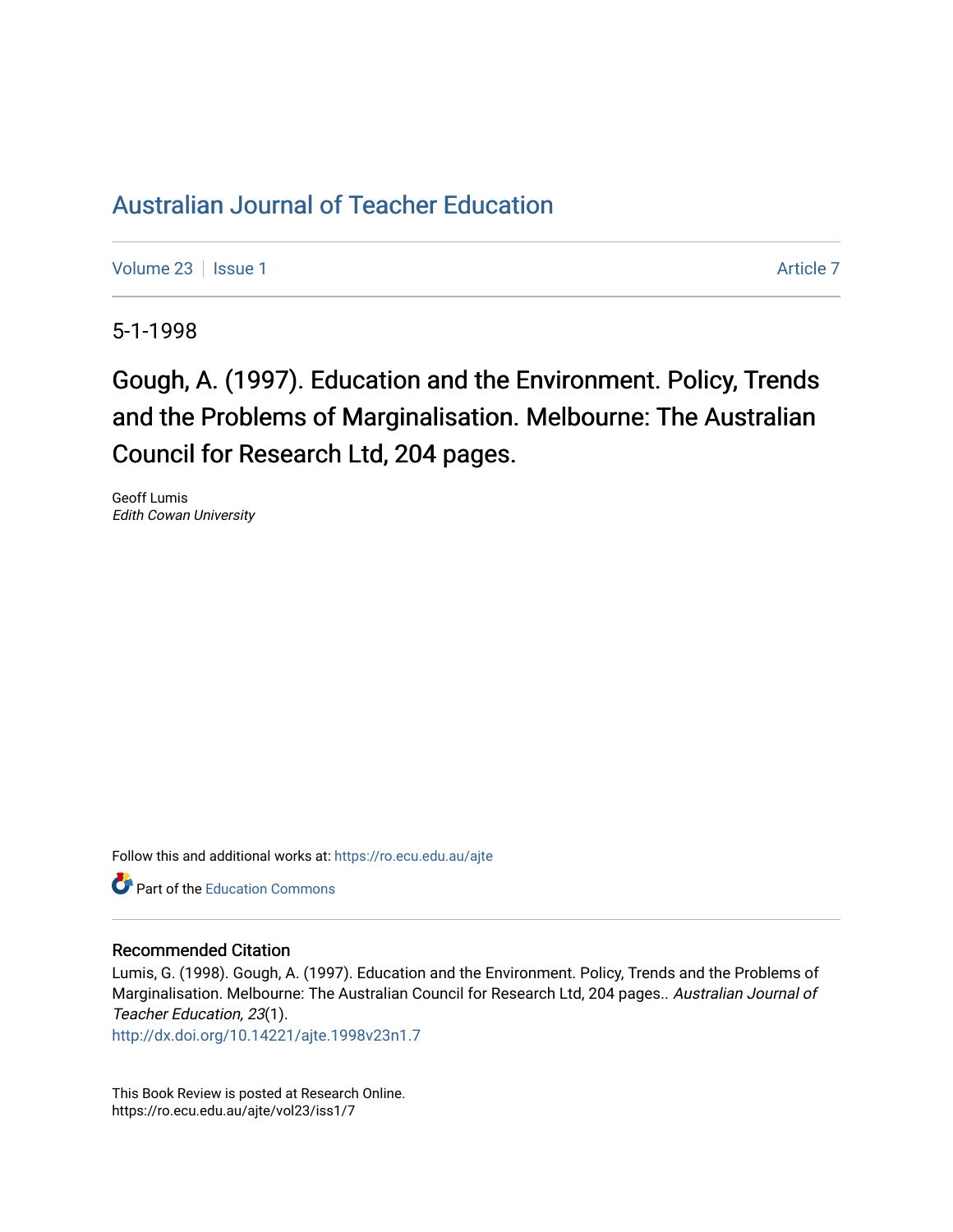# Australian Journal of Teacher Education

Volume 23 | Issue 1 Article 7

5-1-1998

## Gough, A. (1997). Education and the Environment. Policy, Trends and the Problems of Marginalisation. Melbourne: The Australian Council for Research Ltd, 204 pages.

Geoff Lumis
*Edith Cowan University*

Follow this and additional works at: https://ro.ecu.edu.au/ajte

Part of the Education Commons

### Recommended Citation

Lumis, G. (1998). Gough, A. (1997). Education and the Environment. Policy, Trends and the Problems of Marginalisation. Melbourne: The Australian Council for Research Ltd, 204 pages.. *Australian Journal of Teacher Education, 23*(1).
http://dx.doi.org/10.14221/ajte.1998v23n1.7

This Book Review is posted at Research Online.
https://ro.ecu.edu.au/ajte/vol23/iss1/7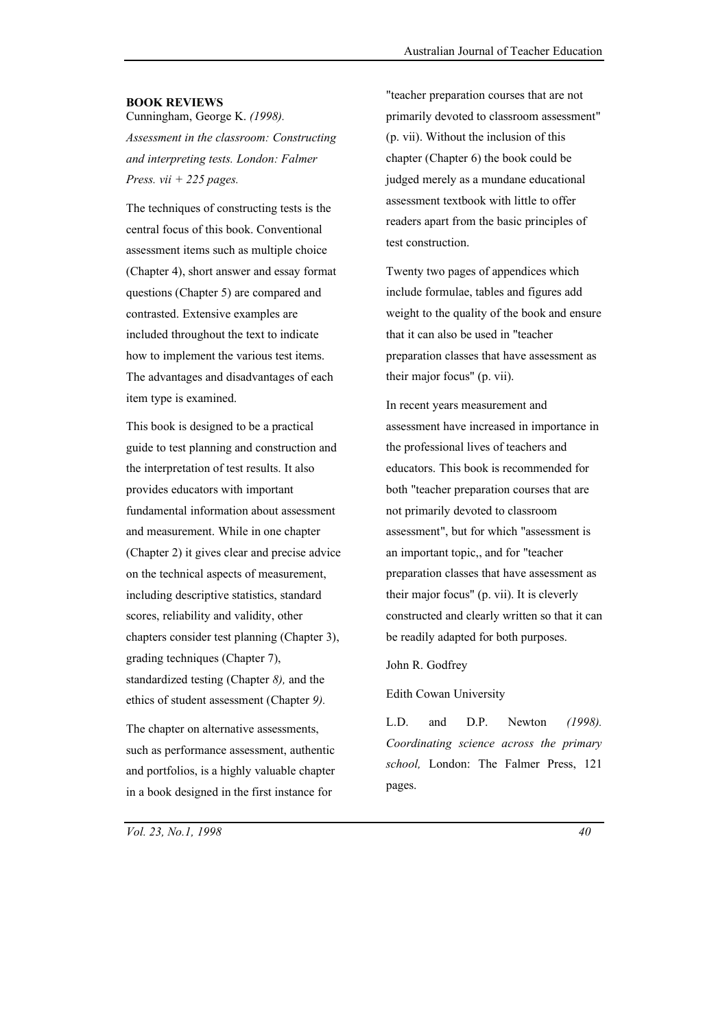**BOOK REVIEWS**

Cunningham, George K. *(1998). Assessment in the classroom: Constructing and interpreting tests. London: Falmer Press. vii + 225 pages.*

The techniques of constructing tests is the central focus of this book. Conventional assessment items such as multiple choice (Chapter 4), short answer and essay format questions (Chapter 5) are compared and contrasted. Extensive examples are included throughout the text to indicate how to implement the various test items. The advantages and disadvantages of each item type is examined.

This book is designed to be a practical guide to test planning and construction and the interpretation of test results. It also provides educators with important fundamental information about assessment and measurement. While in one chapter (Chapter 2) it gives clear and precise advice on the technical aspects of measurement, including descriptive statistics, standard scores, reliability and validity, other chapters consider test planning (Chapter 3), grading techniques (Chapter 7), standardized testing (Chapter *8),* and the ethics of student assessment (Chapter *9).*

The chapter on alternative assessments, such as performance assessment, authentic and portfolios, is a highly valuable chapter in a book designed in the first instance for "teacher preparation courses that are not primarily devoted to classroom assessment" (p. vii). Without the inclusion of this chapter (Chapter 6) the book could be judged merely as a mundane educational assessment textbook with little to offer readers apart from the basic principles of test construction.

Twenty two pages of appendices which include formulae, tables and figures add weight to the quality of the book and ensure that it can also be used in "teacher preparation classes that have assessment as their major focus" (p. vii).

In recent years measurement and assessment have increased in importance in the professional lives of teachers and educators. This book is recommended for both "teacher preparation courses that are not primarily devoted to classroom assessment", but for which "assessment is an important topic,, and for "teacher preparation classes that have assessment as their major focus" (p. vii). It is cleverly constructed and clearly written so that it can be readily adapted for both purposes.

John R. Godfrey

Edith Cowan University

L.D. and D.P. Newton *(1998). Coordinating science across the primary school,* London: The Falmer Press, 121 pages.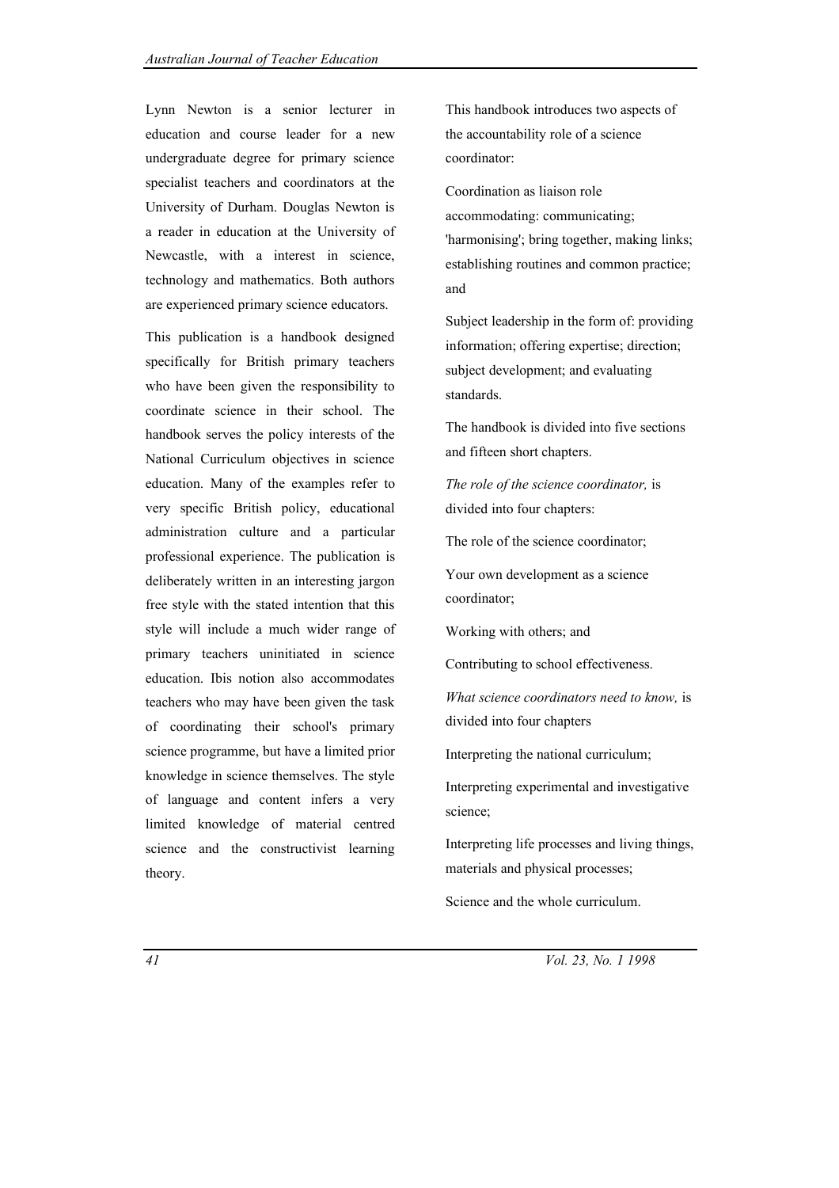Lynn Newton is a senior lecturer in education and course leader for a new undergraduate degree for primary science specialist teachers and coordinators at the University of Durham. Douglas Newton is a reader in education at the University of Newcastle, with a interest in science, technology and mathematics. Both authors are experienced primary science educators.

This publication is a handbook designed specifically for British primary teachers who have been given the responsibility to coordinate science in their school. The handbook serves the policy interests of the National Curriculum objectives in science education. Many of the examples refer to very specific British policy, educational administration culture and a particular professional experience. The publication is deliberately written in an interesting jargon free style with the stated intention that this style will include a much wider range of primary teachers uninitiated in science education. Ibis notion also accommodates teachers who may have been given the task of coordinating their school's primary science programme, but have a limited prior knowledge in science themselves. The style of language and content infers a very limited knowledge of material centred science and the constructivist learning theory.

This handbook introduces two aspects of the accountability role of a science coordinator:

Coordination as liaison role accommodating: communicating; 'harmonising'; bring together, making links; establishing routines and common practice; and

Subject leadership in the form of: providing information; offering expertise; direction; subject development; and evaluating standards.

The handbook is divided into five sections and fifteen short chapters.

*The role of the science coordinator,* is divided into four chapters:

The role of the science coordinator;

Your own development as a science coordinator;

Working with others; and

Contributing to school effectiveness.

*What science coordinators need to know,* is divided into four chapters

Interpreting the national curriculum;

Interpreting experimental and investigative science;

Interpreting life processes and living things, materials and physical processes;

Science and the whole curriculum.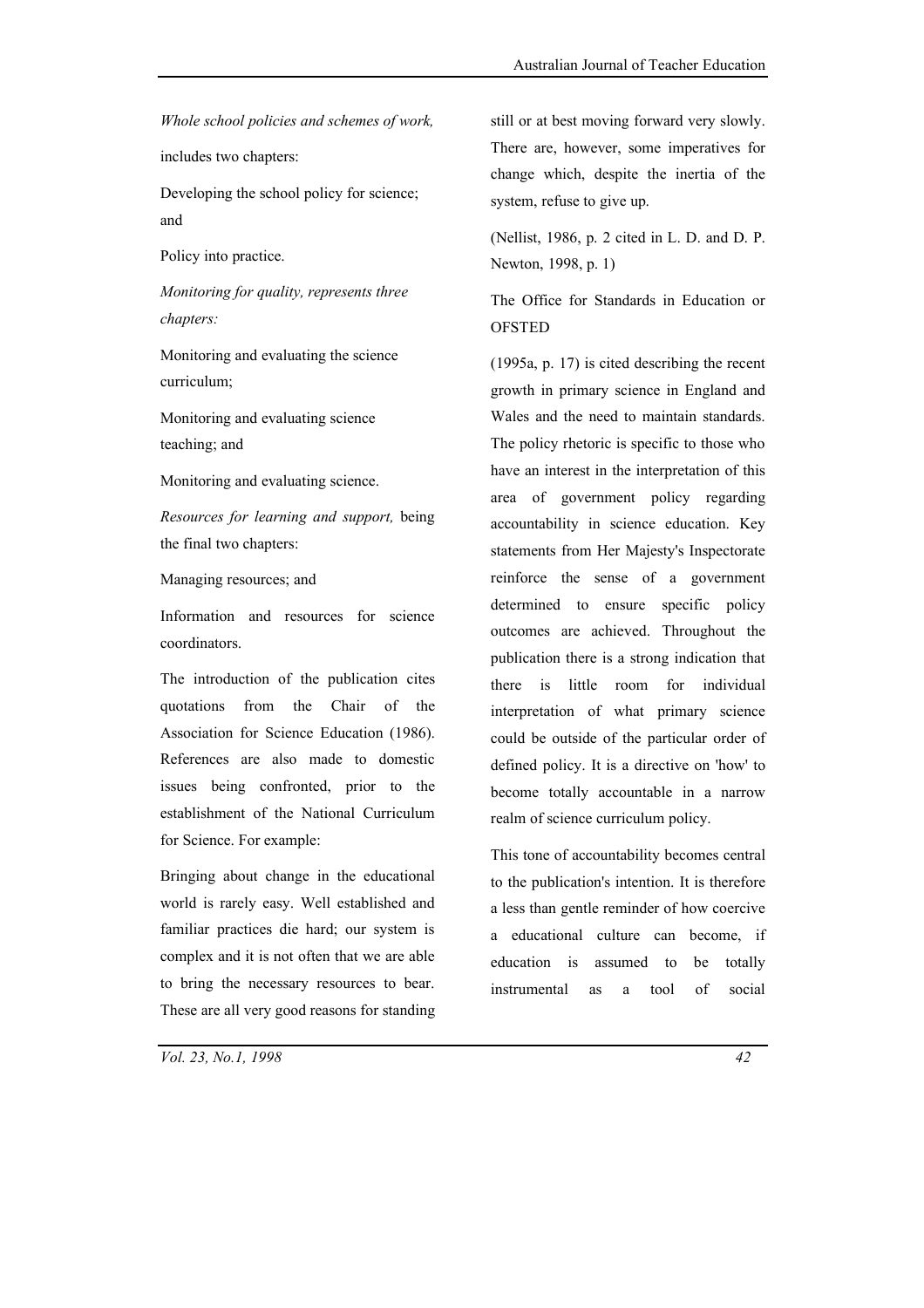*Whole school policies and schemes of work,*

includes two chapters:

Developing the school policy for science; and

Policy into practice.

*Monitoring for quality, represents three chapters:*

Monitoring and evaluating the science curriculum;

Monitoring and evaluating science teaching; and

Monitoring and evaluating science.

*Resources for learning and support,* being the final two chapters:

Managing resources; and

Information and resources for science coordinators.

The introduction of the publication cites quotations from the Chair of the Association for Science Education (1986). References are also made to domestic issues being confronted, prior to the establishment of the National Curriculum for Science. For example:

Bringing about change in the educational world is rarely easy. Well established and familiar practices die hard; our system is complex and it is not often that we are able to bring the necessary resources to bear. These are all very good reasons for standing still or at best moving forward very slowly. There are, however, some imperatives for change which, despite the inertia of the system, refuse to give up.

(Nellist, 1986, p. 2 cited in L. D. and D. P. Newton, 1998, p. 1)

The Office for Standards in Education or OFSTED

(1995a, p. 17) is cited describing the recent growth in primary science in England and Wales and the need to maintain standards. The policy rhetoric is specific to those who have an interest in the interpretation of this area of government policy regarding accountability in science education. Key statements from Her Majesty's Inspectorate reinforce the sense of a government determined to ensure specific policy outcomes are achieved. Throughout the publication there is a strong indication that there is little room for individual interpretation of what primary science could be outside of the particular order of defined policy. It is a directive on 'how' to become totally accountable in a narrow realm of science curriculum policy.

This tone of accountability becomes central to the publication's intention. It is therefore a less than gentle reminder of how coercive a educational culture can become, if education is assumed to be totally instrumental as a tool of social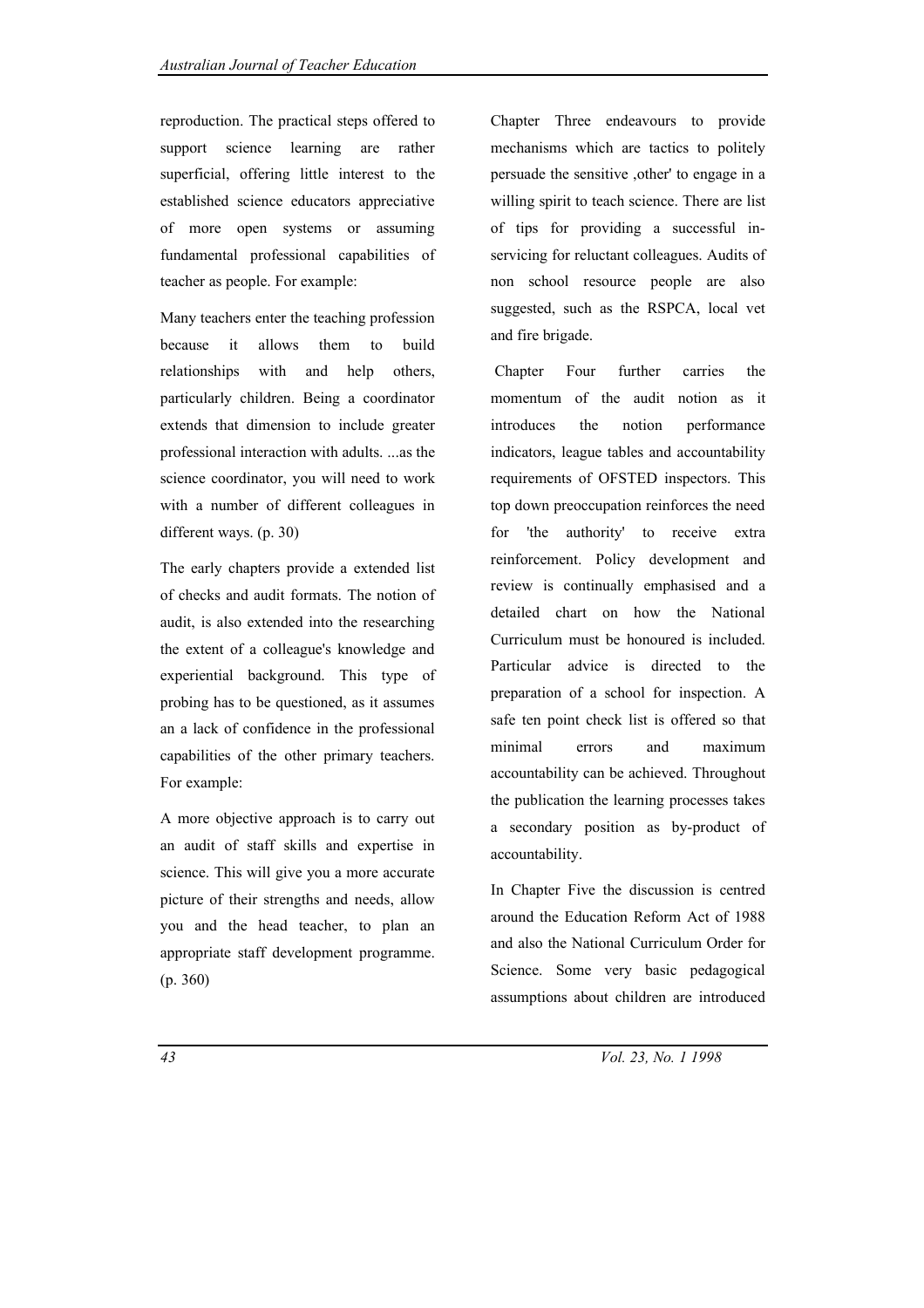reproduction. The practical steps offered to support science learning are rather superficial, offering little interest to the established science educators appreciative of more open systems or assuming fundamental professional capabilities of teacher as people. For example:

Many teachers enter the teaching profession because it allows them to build relationships with and help others, particularly children. Being a coordinator extends that dimension to include greater professional interaction with adults. ...as the science coordinator, you will need to work with a number of different colleagues in different ways. (p. 30)

The early chapters provide a extended list of checks and audit formats. The notion of audit, is also extended into the researching the extent of a colleague's knowledge and experiential background. This type of probing has to be questioned, as it assumes an a lack of confidence in the professional capabilities of the other primary teachers. For example:

A more objective approach is to carry out an audit of staff skills and expertise in science. This will give you a more accurate picture of their strengths and needs, allow you and the head teacher, to plan an appropriate staff development programme. (p. 360)

Chapter Three endeavours to provide mechanisms which are tactics to politely persuade the sensitive ,other' to engage in a willing spirit to teach science. There are list of tips for providing a successful in-servicing for reluctant colleagues. Audits of non school resource people are also suggested, such as the RSPCA, local vet and fire brigade.

Chapter Four further carries the momentum of the audit notion as it introduces the notion performance indicators, league tables and accountability requirements of OFSTED inspectors. This top down preoccupation reinforces the need for 'the authority' to receive extra reinforcement. Policy development and review is continually emphasised and a detailed chart on how the National Curriculum must be honoured is included. Particular advice is directed to the preparation of a school for inspection. A safe ten point check list is offered so that minimal errors and maximum accountability can be achieved. Throughout the publication the learning processes takes a secondary position as by-product of accountability.

In Chapter Five the discussion is centred around the Education Reform Act of 1988 and also the National Curriculum Order for Science. Some very basic pedagogical assumptions about children are introduced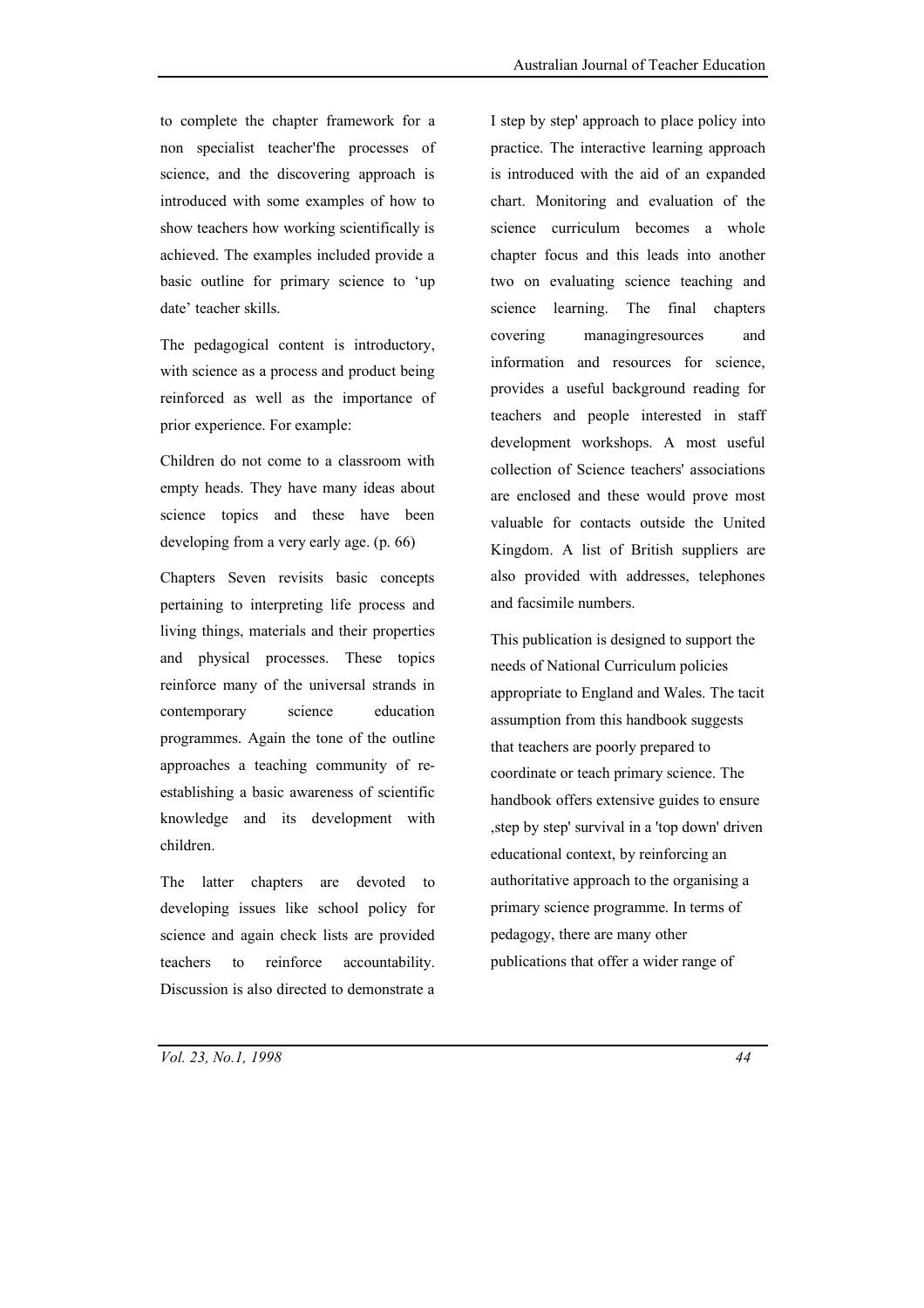to complete the chapter framework for a non specialist teacher'fhe processes of science, and the discovering approach is introduced with some examples of how to show teachers how working scientifically is achieved. The examples included provide a basic outline for primary science to 'up date' teacher skills.

The pedagogical content is introductory, with science as a process and product being reinforced as well as the importance of prior experience. For example:

Children do not come to a classroom with empty heads. They have many ideas about science topics and these have been developing from a very early age. (p. 66)

Chapters Seven revisits basic concepts pertaining to interpreting life process and living things, materials and their properties and physical processes. These topics reinforce many of the universal strands in contemporary science education programmes. Again the tone of the outline approaches a teaching community of re-establishing a basic awareness of scientific knowledge and its development with children.

The latter chapters are devoted to developing issues like school policy for science and again check lists are provided teachers to reinforce accountability. Discussion is also directed to demonstrate a I step by step' approach to place policy into practice. The interactive learning approach is introduced with the aid of an expanded chart. Monitoring and evaluation of the science curriculum becomes a whole chapter focus and this leads into another two on evaluating science teaching and science learning. The final chapters covering managingresources and information and resources for science, provides a useful background reading for teachers and people interested in staff development workshops. A most useful collection of Science teachers' associations are enclosed and these would prove most valuable for contacts outside the United Kingdom. A list of British suppliers are also provided with addresses, telephones and facsimile numbers.

This publication is designed to support the needs of National Curriculum policies appropriate to England and Wales. The tacit assumption from this handbook suggests that teachers are poorly prepared to coordinate or teach primary science. The handbook offers extensive guides to ensure ,step by step' survival in a 'top down' driven educational context, by reinforcing an authoritative approach to the organising a primary science programme. In terms of pedagogy, there are many other publications that offer a wider range of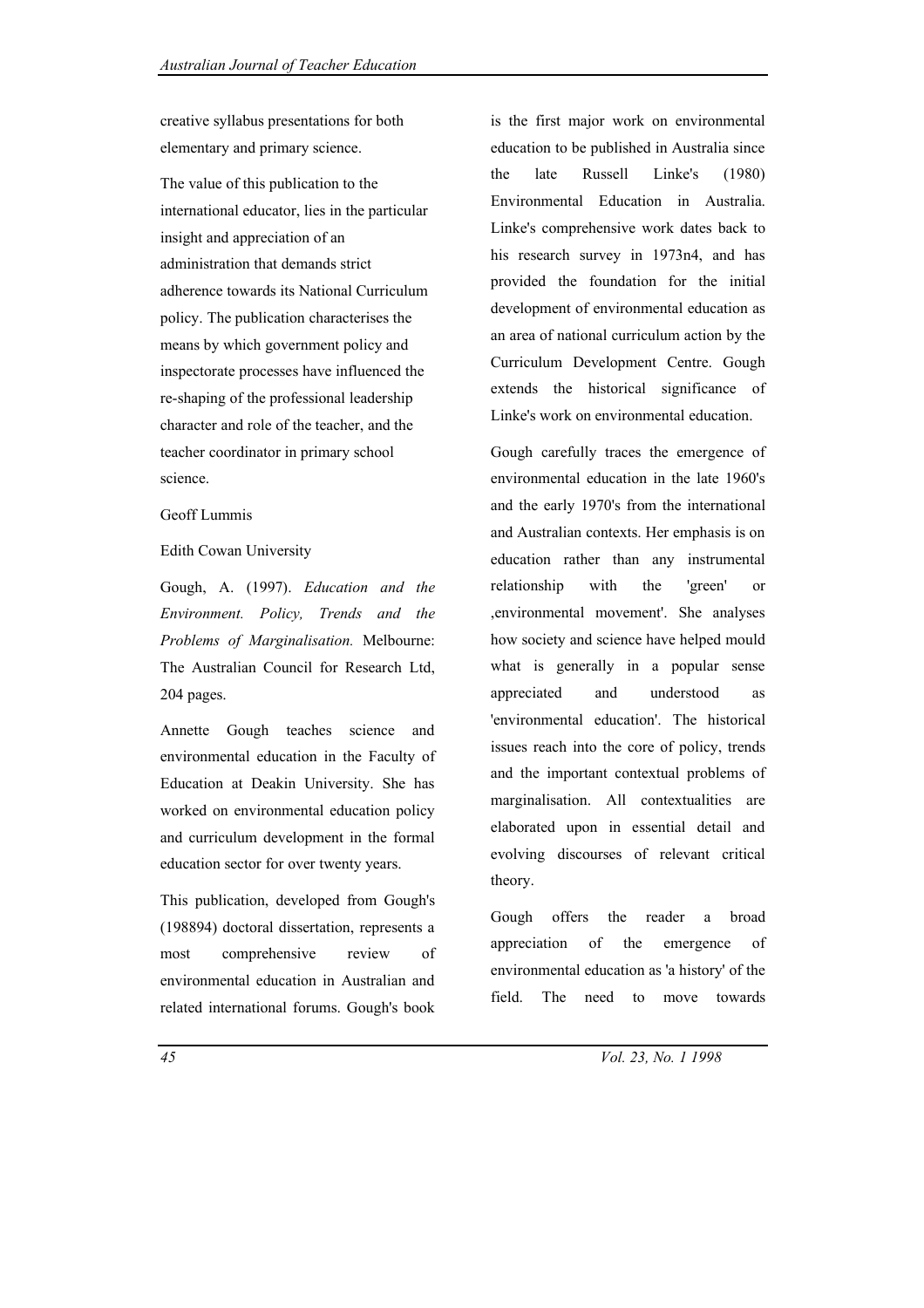creative syllabus presentations for both elementary and primary science.

The value of this publication to the international educator, lies in the particular insight and appreciation of an administration that demands strict adherence towards its National Curriculum policy. The publication characterises the means by which government policy and inspectorate processes have influenced the re-shaping of the professional leadership character and role of the teacher, and the teacher coordinator in primary school science.

Geoff Lummis

Edith Cowan University

Gough, A. (1997). *Education and the Environment. Policy, Trends and the Problems of Marginalisation.* Melbourne: The Australian Council for Research Ltd, 204 pages.

Annette Gough teaches science and environmental education in the Faculty of Education at Deakin University. She has worked on environmental education policy and curriculum development in the formal education sector for over twenty years.

This publication, developed from Gough's (198894) doctoral dissertation, represents a most comprehensive review of environmental education in Australian and related international forums. Gough's book is the first major work on environmental education to be published in Australia since the late Russell Linke's (1980) Environmental Education in Australia. Linke's comprehensive work dates back to his research survey in 1973n4, and has provided the foundation for the initial development of environmental education as an area of national curriculum action by the Curriculum Development Centre. Gough extends the historical significance of Linke's work on environmental education.

Gough carefully traces the emergence of environmental education in the late 1960's and the early 1970's from the international and Australian contexts. Her emphasis is on education rather than any instrumental relationship with the 'green' or ,environmental movement'. She analyses how society and science have helped mould what is generally in a popular sense appreciated and understood as 'environmental education'. The historical issues reach into the core of policy, trends and the important contextual problems of marginalisation. All contextualities are elaborated upon in essential detail and evolving discourses of relevant critical theory.

Gough offers the reader a broad appreciation of the emergence of environmental education as 'a history' of the field. The need to move towards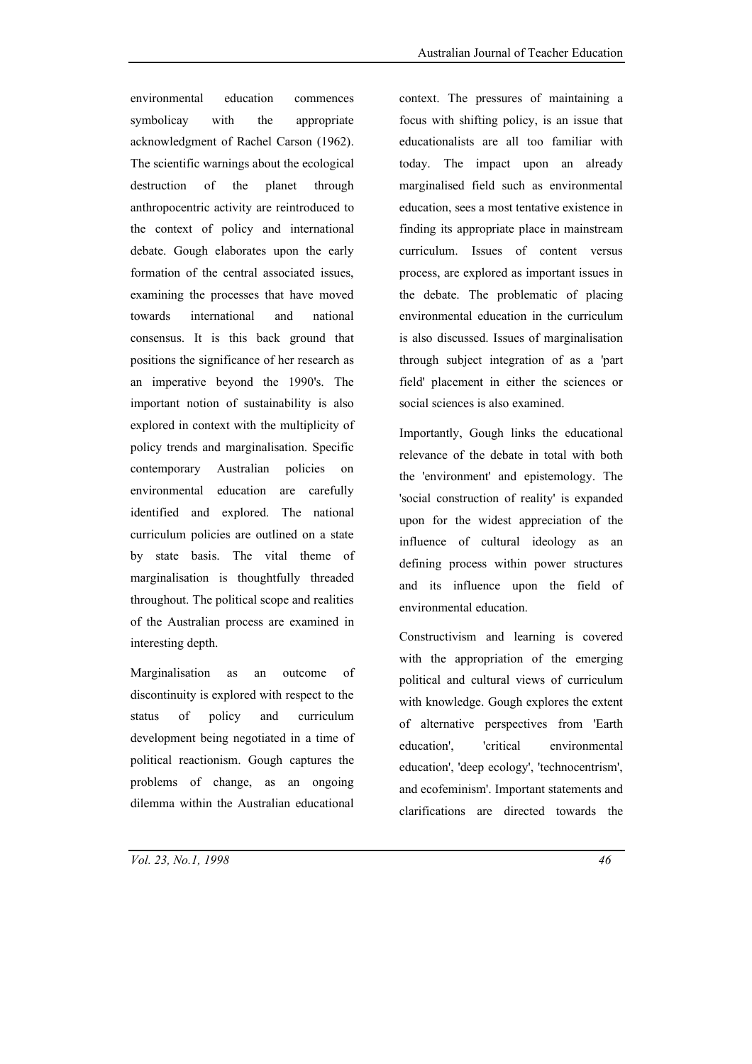environmental education commences symbolicay with the appropriate acknowledgment of Rachel Carson (1962). The scientific warnings about the ecological destruction of the planet through anthropocentric activity are reintroduced to the context of policy and international debate. Gough elaborates upon the early formation of the central associated issues, examining the processes that have moved towards international and national consensus. It is this back ground that positions the significance of her research as an imperative beyond the 1990's. The important notion of sustainability is also explored in context with the multiplicity of policy trends and marginalisation. Specific contemporary Australian policies on environmental education are carefully identified and explored. The national curriculum policies are outlined on a state by state basis. The vital theme of marginalisation is thoughtfully threaded throughout. The political scope and realities of the Australian process are examined in interesting depth.

Marginalisation as an outcome of discontinuity is explored with respect to the status of policy and curriculum development being negotiated in a time of political reactionism. Gough captures the problems of change, as an ongoing dilemma within the Australian educational context. The pressures of maintaining a focus with shifting policy, is an issue that educationalists are all too familiar with today. The impact upon an already marginalised field such as environmental education, sees a most tentative existence in finding its appropriate place in mainstream curriculum. Issues of content versus process, are explored as important issues in the debate. The problematic of placing environmental education in the curriculum is also discussed. Issues of marginalisation through subject integration of as a 'part field' placement in either the sciences or social sciences is also examined.

Importantly, Gough links the educational relevance of the debate in total with both the 'environment' and epistemology. The 'social construction of reality' is expanded upon for the widest appreciation of the influence of cultural ideology as an defining process within power structures and its influence upon the field of environmental education.

Constructivism and learning is covered with the appropriation of the emerging political and cultural views of curriculum with knowledge. Gough explores the extent of alternative perspectives from 'Earth education', 'critical environmental education', 'deep ecology', 'technocentrism', and ecofeminism'. Important statements and clarifications are directed towards the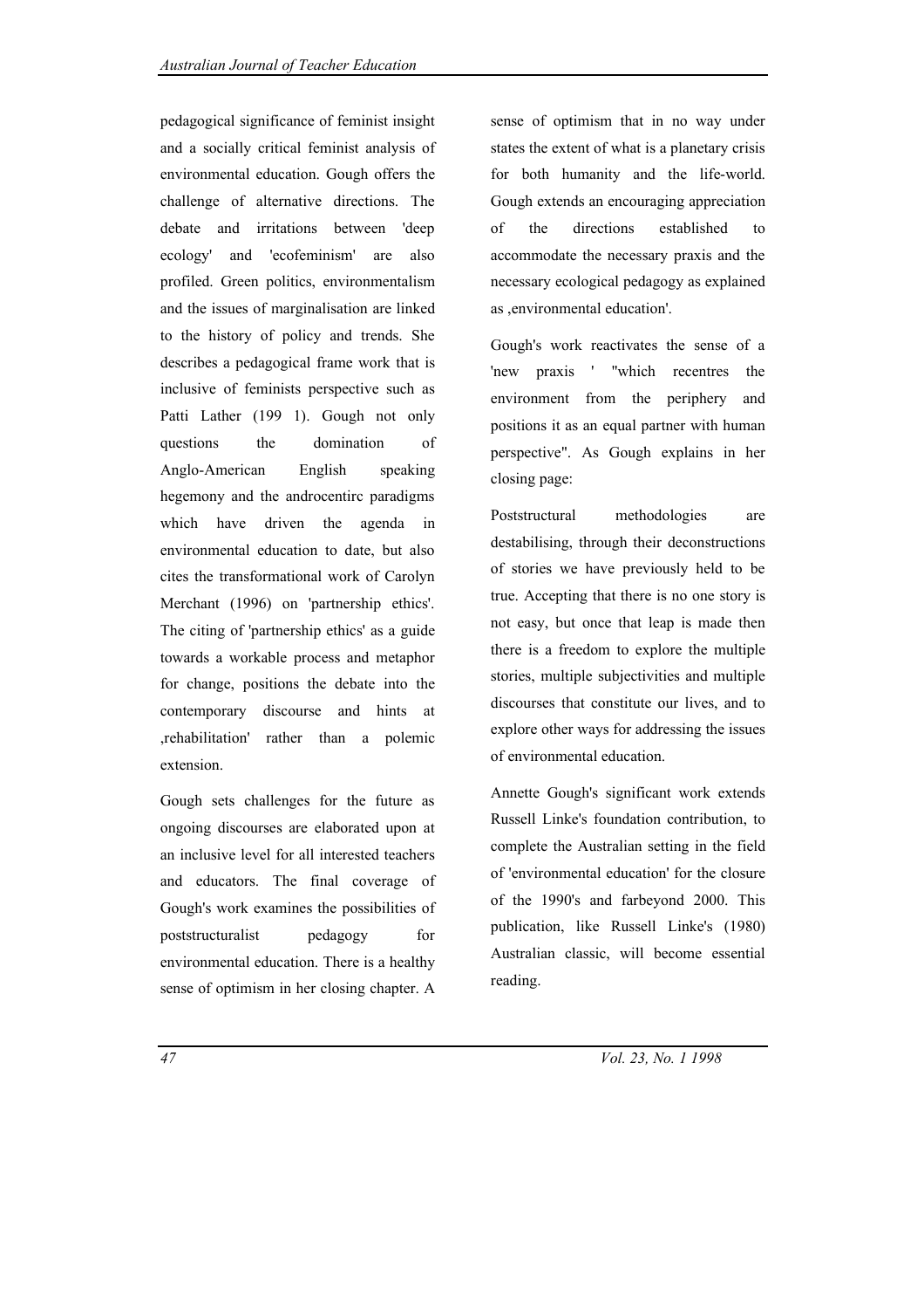pedagogical significance of feminist insight and a socially critical feminist analysis of environmental education. Gough offers the challenge of alternative directions. The debate and irritations between 'deep ecology' and 'ecofeminism' are also profiled. Green politics, environmentalism and the issues of marginalisation are linked to the history of policy and trends. She describes a pedagogical frame work that is inclusive of feminists perspective such as Patti Lather (199 1). Gough not only questions the domination of Anglo-American English speaking hegemony and the androcentirc paradigms which have driven the agenda in environmental education to date, but also cites the transformational work of Carolyn Merchant (1996) on 'partnership ethics'. The citing of 'partnership ethics' as a guide towards a workable process and metaphor for change, positions the debate into the contemporary discourse and hints at ‚rehabilitation' rather than a polemic extension.

Gough sets challenges for the future as ongoing discourses are elaborated upon at an inclusive level for all interested teachers and educators. The final coverage of Gough's work examines the possibilities of poststructuralist pedagogy for environmental education. There is a healthy sense of optimism in her closing chapter. A sense of optimism that in no way under states the extent of what is a planetary crisis for both humanity and the life-world. Gough extends an encouraging appreciation of the directions established to accommodate the necessary praxis and the necessary ecological pedagogy as explained as ‚environmental education'.

Gough's work reactivates the sense of a 'new praxis ' "which recentres the environment from the periphery and positions it as an equal partner with human perspective". As Gough explains in her closing page:

Poststructural methodologies are destabilising, through their deconstructions of stories we have previously held to be true. Accepting that there is no one story is not easy, but once that leap is made then there is a freedom to explore the multiple stories, multiple subjectivities and multiple discourses that constitute our lives, and to explore other ways for addressing the issues of environmental education.

Annette Gough's significant work extends Russell Linke's foundation contribution, to complete the Australian setting in the field of 'environmental education' for the closure of the 1990's and farbeyond 2000. This publication, like Russell Linke's (1980) Australian classic, will become essential reading.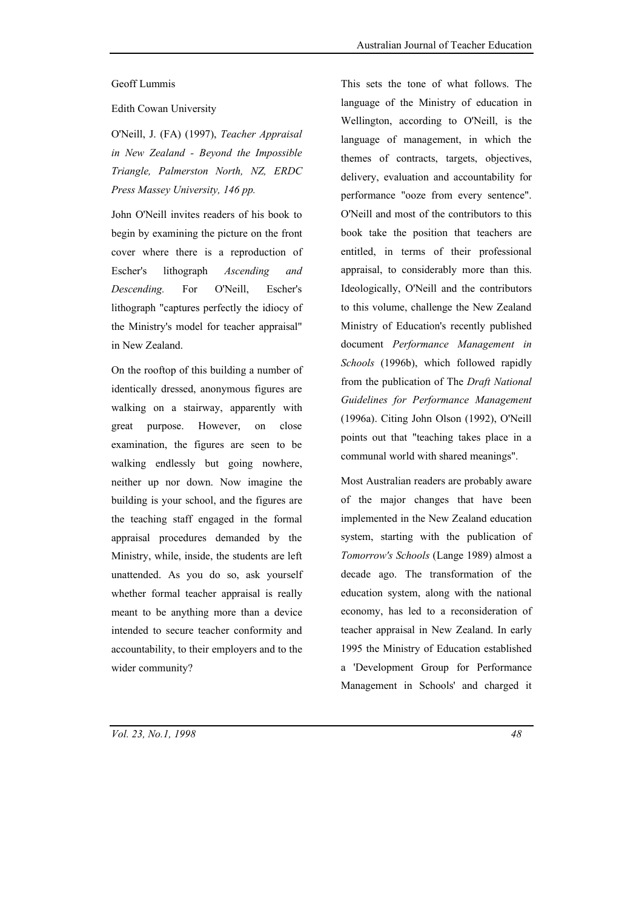Geoff Lummis

Edith Cowan University

O'Neill, J. (FA) (1997), *Teacher Appraisal in New Zealand - Beyond the Impossible Triangle, Palmerston North, NZ, ERDC Press Massey University, 146 pp.*

John O'Neill invites readers of his book to begin by examining the picture on the front cover where there is a reproduction of Escher's lithograph *Ascending and Descending.* For O'Neill, Escher's lithograph "captures perfectly the idiocy of the Ministry's model for teacher appraisal" in New Zealand.

On the rooftop of this building a number of identically dressed, anonymous figures are walking on a stairway, apparently with great purpose. However, on close examination, the figures are seen to be walking endlessly but going nowhere, neither up nor down. Now imagine the building is your school, and the figures are the teaching staff engaged in the formal appraisal procedures demanded by the Ministry, while, inside, the students are left unattended. As you do so, ask yourself whether formal teacher appraisal is really meant to be anything more than a device intended to secure teacher conformity and accountability, to their employers and to the wider community?

This sets the tone of what follows. The language of the Ministry of education in Wellington, according to O'Neill, is the language of management, in which the themes of contracts, targets, objectives, delivery, evaluation and accountability for performance "ooze from every sentence". O'Neill and most of the contributors to this book take the position that teachers are entitled, in terms of their professional appraisal, to considerably more than this. Ideologically, O'Neill and the contributors to this volume, challenge the New Zealand Ministry of Education's recently published document *Performance Management in Schools* (1996b), which followed rapidly from the publication of The *Draft National Guidelines for Performance Management* (1996a). Citing John Olson (1992), O'Neill points out that "teaching takes place in a communal world with shared meanings".

Most Australian readers are probably aware of the major changes that have been implemented in the New Zealand education system, starting with the publication of *Tomorrow's Schools* (Lange 1989) almost a decade ago. The transformation of the education system, along with the national economy, has led to a reconsideration of teacher appraisal in New Zealand. In early 1995 the Ministry of Education established a 'Development Group for Performance Management in Schools' and charged it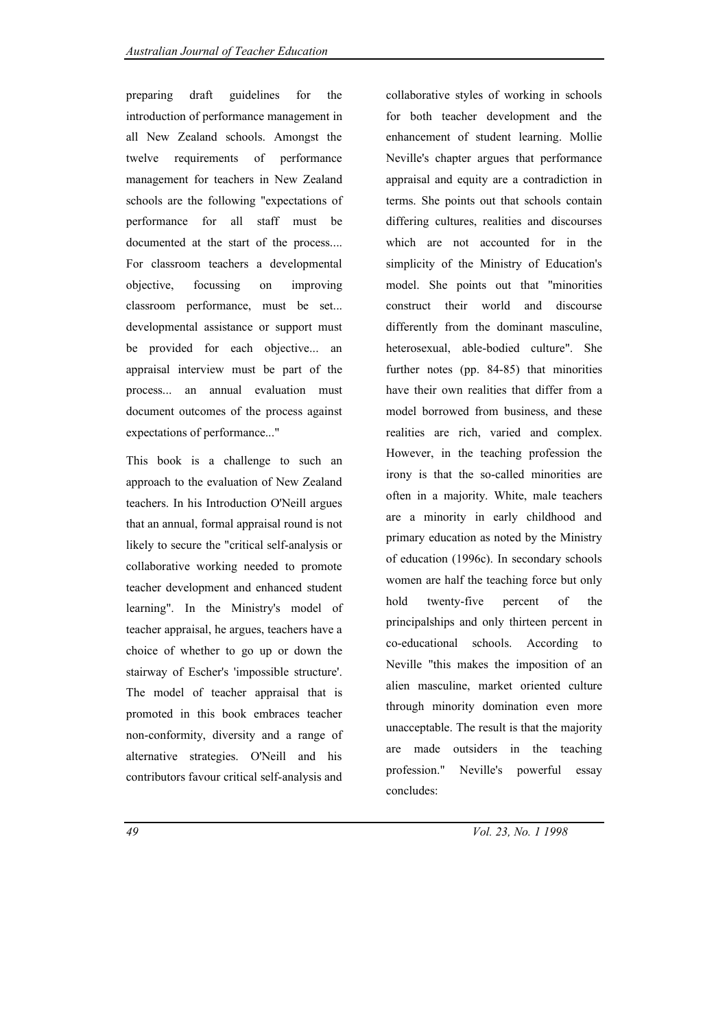preparing draft guidelines for the introduction of performance management in all New Zealand schools. Amongst the twelve requirements of performance management for teachers in New Zealand schools are the following "expectations of performance for all staff must be documented at the start of the process.... For classroom teachers a developmental objective, focussing on improving classroom performance, must be set... developmental assistance or support must be provided for each objective... an appraisal interview must be part of the process... an annual evaluation must document outcomes of the process against expectations of performance..."

This book is a challenge to such an approach to the evaluation of New Zealand teachers. In his Introduction O'Neill argues that an annual, formal appraisal round is not likely to secure the "critical self-analysis or collaborative working needed to promote teacher development and enhanced student learning". In the Ministry's model of teacher appraisal, he argues, teachers have a choice of whether to go up or down the stairway of Escher's 'impossible structure'. The model of teacher appraisal that is promoted in this book embraces teacher non-conformity, diversity and a range of alternative strategies. O'Neill and his contributors favour critical self-analysis and collaborative styles of working in schools for both teacher development and the enhancement of student learning. Mollie Neville's chapter argues that performance appraisal and equity are a contradiction in terms. She points out that schools contain differing cultures, realities and discourses which are not accounted for in the simplicity of the Ministry of Education's model. She points out that "minorities construct their world and discourse differently from the dominant masculine, heterosexual, able-bodied culture". She further notes (pp. 84-85) that minorities have their own realities that differ from a model borrowed from business, and these realities are rich, varied and complex. However, in the teaching profession the irony is that the so-called minorities are often in a majority. White, male teachers are a minority in early childhood and primary education as noted by the Ministry of education (1996c). In secondary schools women are half the teaching force but only hold twenty-five percent of the principalships and only thirteen percent in co-educational schools. According to Neville "this makes the imposition of an alien masculine, market oriented culture through minority domination even more unacceptable. The result is that the majority are made outsiders in the teaching profession." Neville's powerful essay concludes: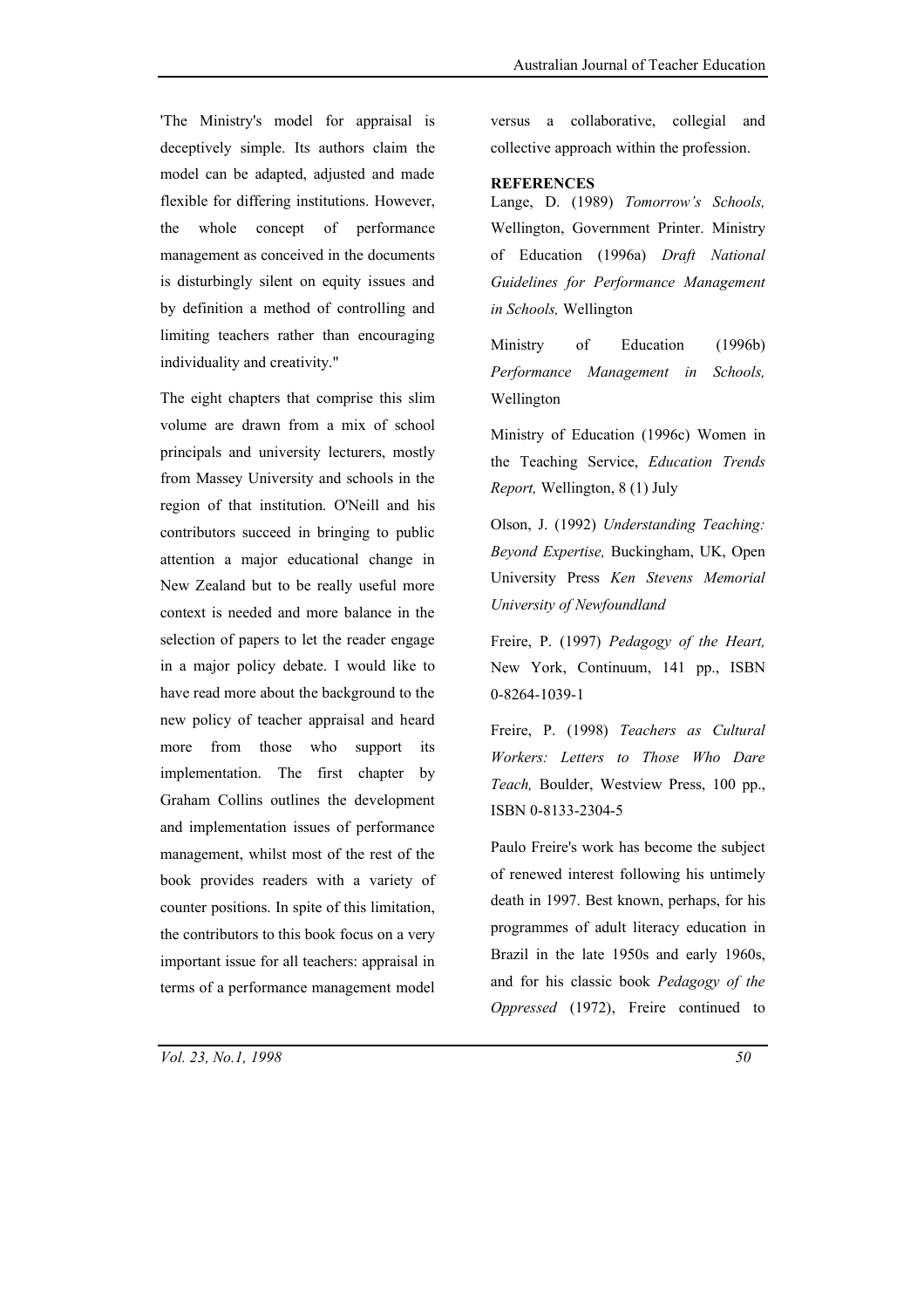'The Ministry's model for appraisal is deceptively simple. Its authors claim the model can be adapted, adjusted and made flexible for differing institutions. However, the whole concept of performance management as conceived in the documents is disturbingly silent on equity issues and by definition a method of controlling and limiting teachers rather than encouraging individuality and creativity."

The eight chapters that comprise this slim volume are drawn from a mix of school principals and university lecturers, mostly from Massey University and schools in the region of that institution. O'Neill and his contributors succeed in bringing to public attention a major educational change in New Zealand but to be really useful more context is needed and more balance in the selection of papers to let the reader engage in a major policy debate. I would like to have read more about the background to the new policy of teacher appraisal and heard more from those who support its implementation. The first chapter by Graham Collins outlines the development and implementation issues of performance management, whilst most of the rest of the book provides readers with a variety of counter positions. In spite of this limitation, the contributors to this book focus on a very important issue for all teachers: appraisal in terms of a performance management model versus a collaborative, collegial and collective approach within the profession.

**REFERENCES**

Lange, D. (1989) *Tomorrow's Schools,* Wellington, Government Printer. Ministry of Education (1996a) *Draft National Guidelines for Performance Management in Schools,* Wellington

Ministry of Education (1996b) *Performance Management in Schools,* Wellington

Ministry of Education (1996c) Women in the Teaching Service, *Education Trends Report,* Wellington, 8 (1) July

Olson, J. (1992) *Understanding Teaching: Beyond Expertise,* Buckingham, UK, Open University Press *Ken Stevens Memorial University of Newfoundland*

Freire, P. (1997) *Pedagogy of the Heart,* New York, Continuum, 141 pp., ISBN 0-8264-1039-1

Freire, P. (1998) *Teachers as Cultural Workers: Letters to Those Who Dare Teach,* Boulder, Westview Press, 100 pp., ISBN 0-8133-2304-5

Paulo Freire's work has become the subject of renewed interest following his untimely death in 1997. Best known, perhaps, for his programmes of adult literacy education in Brazil in the late 1950s and early 1960s, and for his classic book *Pedagogy of the Oppressed* (1972), Freire continued to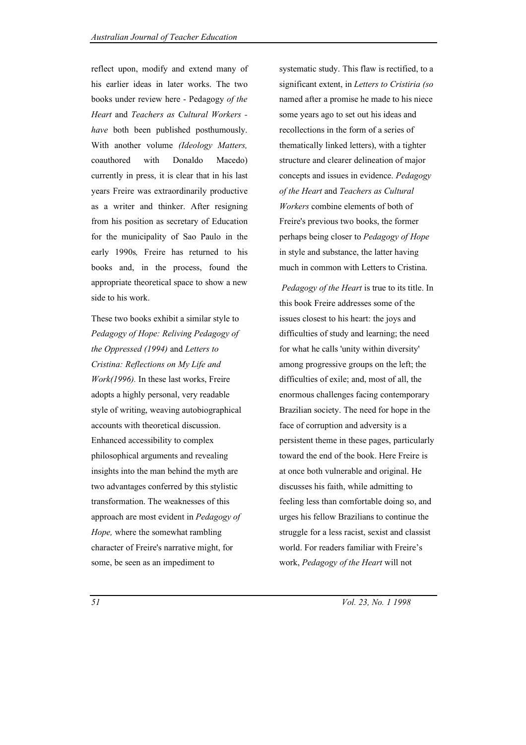reflect upon, modify and extend many of his earlier ideas in later works. The two books under review here - Pedagogy *of the Heart* and *Teachers as Cultural Workers - have* both been published posthumously. With another volume *(Ideology Matters,* coauthored with Donaldo Macedo) currently in press, it is clear that in his last years Freire was extraordinarily productive as a writer and thinker. After resigning from his position as secretary of Education for the municipality of Sao Paulo in the early 1990s*,* Freire has returned to his books and, in the process, found the appropriate theoretical space to show a new side to his work.

These two books exhibit a similar style to *Pedagogy of Hope: Reliving Pedagogy of the Oppressed (1994)* and *Letters to Cristina: Reflections on My Life and Work(1996).* In these last works, Freire adopts a highly personal, very readable style of writing, weaving autobiographical accounts with theoretical discussion. Enhanced accessibility to complex philosophical arguments and revealing insights into the man behind the myth are two advantages conferred by this stylistic transformation. The weaknesses of this approach are most evident in *Pedagogy of Hope,* where the somewhat rambling character of Freire's narrative might, for some, be seen as an impediment to systematic study. This flaw is rectified, to a significant extent, in *Letters to Cristiria (so* named after a promise he made to his niece some years ago to set out his ideas and recollections in the form of a series of thematically linked letters), with a tighter structure and clearer delineation of major concepts and issues in evidence. *Pedagogy of the Heart* and *Teachers as Cultural Workers* combine elements of both of Freire's previous two books, the former perhaps being closer to *Pedagogy of Hope* in style and substance, the latter having much in common with Letters to Cristina.

*Pedagogy of the Heart* is true to its title. In this book Freire addresses some of the issues closest to his heart: the joys and difficulties of study and learning; the need for what he calls 'unity within diversity' among progressive groups on the left; the difficulties of exile; and, most of all, the enormous challenges facing contemporary Brazilian society. The need for hope in the face of corruption and adversity is a persistent theme in these pages, particularly toward the end of the book. Here Freire is at once both vulnerable and original. He discusses his faith, while admitting to feeling less than comfortable doing so, and urges his fellow Brazilians to continue the struggle for a less racist, sexist and classist world. For readers familiar with Freire's work, *Pedagogy of the Heart* will not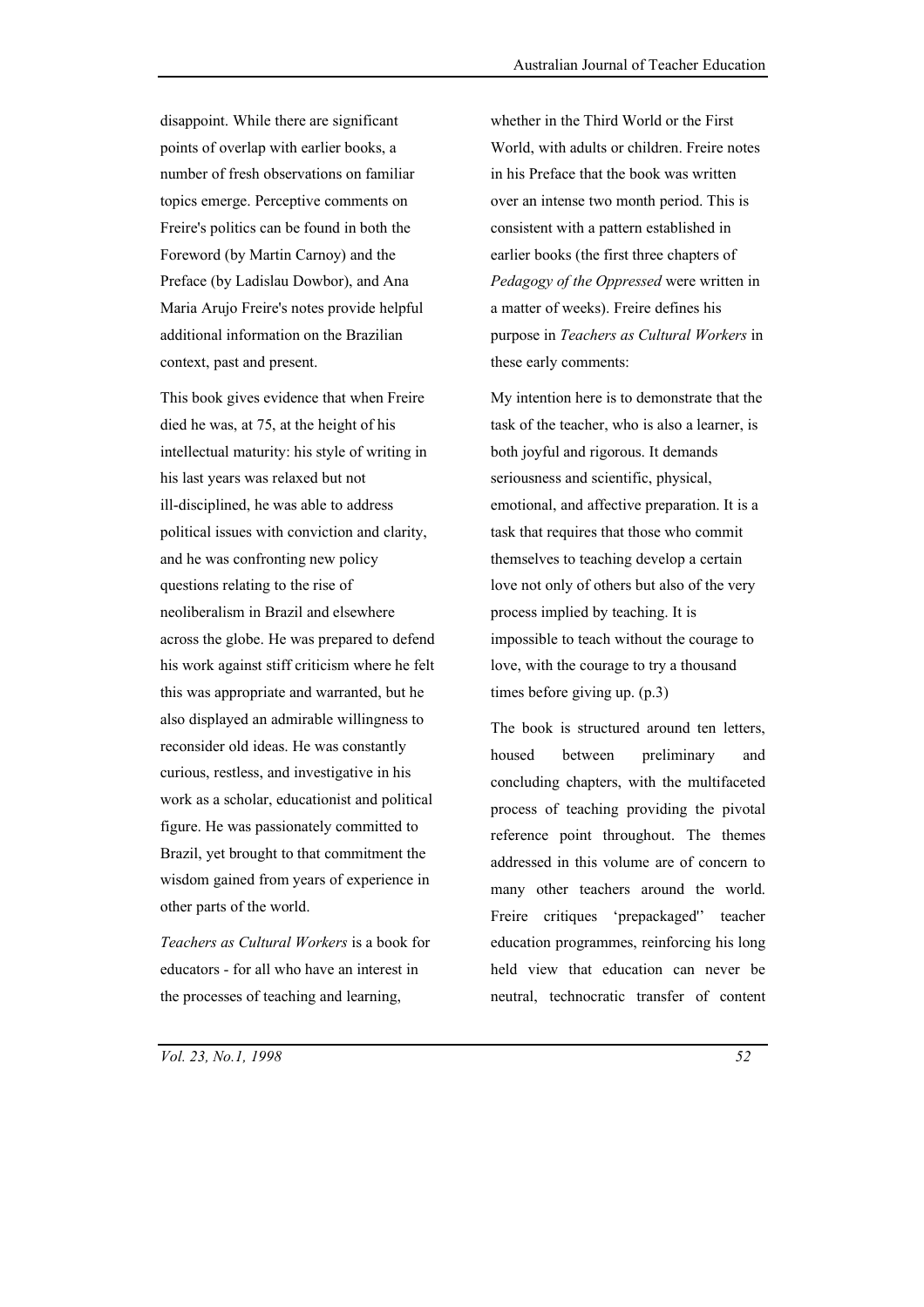disappoint. While there are significant points of overlap with earlier books, a number of fresh observations on familiar topics emerge. Perceptive comments on Freire's politics can be found in both the Foreword (by Martin Carnoy) and the Preface (by Ladislau Dowbor), and Ana Maria Arujo Freire's notes provide helpful additional information on the Brazilian context, past and present.

This book gives evidence that when Freire died he was, at 75, at the height of his intellectual maturity: his style of writing in his last years was relaxed but not ill-disciplined, he was able to address political issues with conviction and clarity, and he was confronting new policy questions relating to the rise of neoliberalism in Brazil and elsewhere across the globe. He was prepared to defend his work against stiff criticism where he felt this was appropriate and warranted, but he also displayed an admirable willingness to reconsider old ideas. He was constantly curious, restless, and investigative in his work as a scholar, educationist and political figure. He was passionately committed to Brazil, yet brought to that commitment the wisdom gained from years of experience in other parts of the world.

*Teachers as Cultural Workers* is a book for educators - for all who have an interest in the processes of teaching and learning, whether in the Third World or the First World, with adults or children. Freire notes in his Preface that the book was written over an intense two month period. This is consistent with a pattern established in earlier books (the first three chapters of *Pedagogy of the Oppressed* were written in a matter of weeks). Freire defines his purpose in *Teachers as Cultural Workers* in these early comments:

My intention here is to demonstrate that the task of the teacher, who is also a learner, is both joyful and rigorous. It demands seriousness and scientific, physical, emotional, and affective preparation. It is a task that requires that those who commit themselves to teaching develop a certain love not only of others but also of the very process implied by teaching. It is impossible to teach without the courage to love, with the courage to try a thousand times before giving up. (p.3)

The book is structured around ten letters, housed between preliminary and concluding chapters, with the multifaceted process of teaching providing the pivotal reference point throughout. The themes addressed in this volume are of concern to many other teachers around the world. Freire critiques 'prepackaged'' teacher education programmes, reinforcing his long held view that education can never be neutral, technocratic transfer of content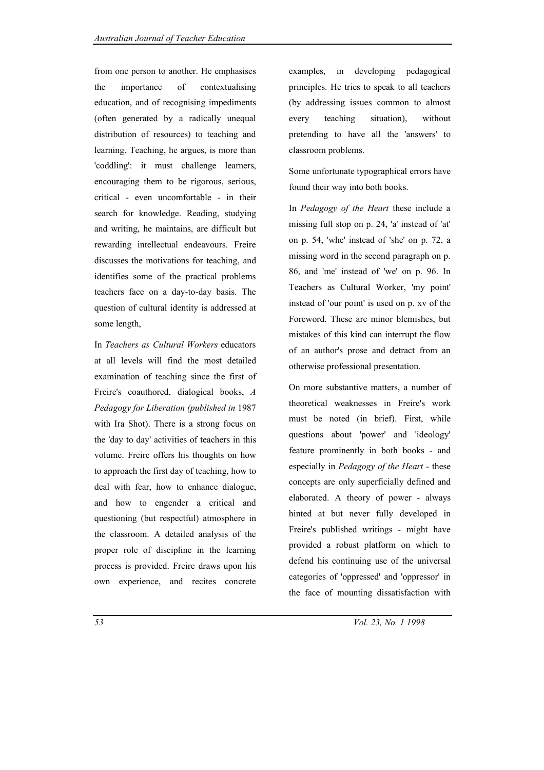from one person to another. He emphasises the importance of contextualising education, and of recognising impediments (often generated by a radically unequal distribution of resources) to teaching and learning. Teaching, he argues, is more than 'coddling': it must challenge learners, encouraging them to be rigorous, serious, critical - even uncomfortable - in their search for knowledge. Reading, studying and writing, he maintains, are difficult but rewarding intellectual endeavours. Freire discusses the motivations for teaching, and identifies some of the practical problems teachers face on a day-to-day basis. The question of cultural identity is addressed at some length,

In *Teachers as Cultural Workers* educators at all levels will find the most detailed examination of teaching since the first of Freire's coauthored, dialogical books, *A Pedagogy for Liberation (published in* 1987 with Ira Shot). There is a strong focus on the 'day to day' activities of teachers in this volume. Freire offers his thoughts on how to approach the first day of teaching, how to deal with fear, how to enhance dialogue, and how to engender a critical and questioning (but respectful) atmosphere in the classroom. A detailed analysis of the proper role of discipline in the learning process is provided. Freire draws upon his own experience, and recites concrete examples, in developing pedagogical principles. He tries to speak to all teachers (by addressing issues common to almost every teaching situation), without pretending to have all the 'answers' to classroom problems.

Some unfortunate typographical errors have found their way into both books.

In *Pedagogy of the Heart* these include a missing full stop on p. 24, 'a' instead of 'at' on p. 54, 'whe' instead of 'she' on p. 72, a missing word in the second paragraph on p. 86, and 'me' instead of 'we' on p. 96. In Teachers as Cultural Worker, 'my point' instead of 'our point' is used on p. xv of the Foreword. These are minor blemishes, but mistakes of this kind can interrupt the flow of an author's prose and detract from an otherwise professional presentation.

On more substantive matters, a number of theoretical weaknesses in Freire's work must be noted (in brief). First, while questions about 'power' and 'ideology' feature prominently in both books - and especially in *Pedagogy of the Heart* - these concepts are only superficially defined and elaborated. A theory of power - always hinted at but never fully developed in Freire's published writings - might have provided a robust platform on which to defend his continuing use of the universal categories of 'oppressed' and 'oppressor' in the face of mounting dissatisfaction with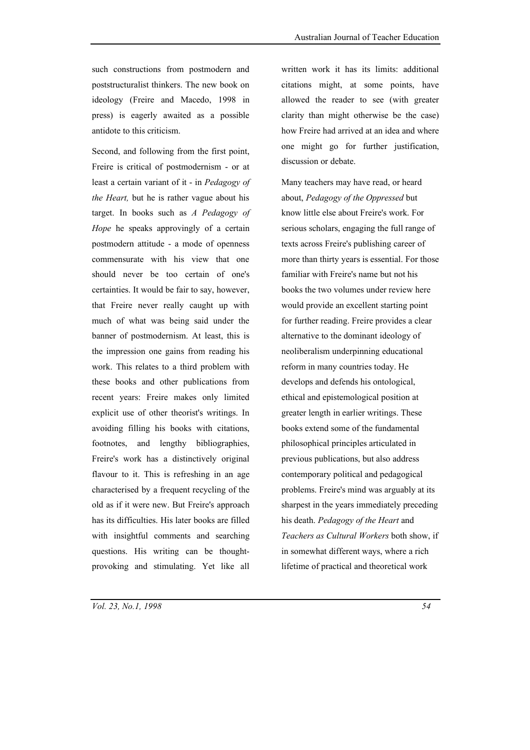such constructions from postmodern and poststructuralist thinkers. The new book on ideology (Freire and Macedo, 1998 in press) is eagerly awaited as a possible antidote to this criticism.

Second, and following from the first point, Freire is critical of postmodernism - or at least a certain variant of it - in *Pedagogy of the Heart,* but he is rather vague about his target. In books such as *A Pedagogy of Hope* he speaks approvingly of a certain postmodern attitude - a mode of openness commensurate with his view that one should never be too certain of one's certainties. It would be fair to say, however, that Freire never really caught up with much of what was being said under the banner of postmodernism. At least, this is the impression one gains from reading his work. This relates to a third problem with these books and other publications from recent years: Freire makes only limited explicit use of other theorist's writings. In avoiding filling his books with citations, footnotes, and lengthy bibliographies, Freire's work has a distinctively original flavour to it. This is refreshing in an age characterised by a frequent recycling of the old as if it were new. But Freire's approach has its difficulties. His later books are filled with insightful comments and searching questions. His writing can be thought-provoking and stimulating. Yet like all written work it has its limits: additional citations might, at some points, have allowed the reader to see (with greater clarity than might otherwise be the case) how Freire had arrived at an idea and where one might go for further justification, discussion or debate.

Many teachers may have read, or heard about, *Pedagogy of the Oppressed* but know little else about Freire's work. For serious scholars, engaging the full range of texts across Freire's publishing career of more than thirty years is essential. For those familiar with Freire's name but not his books the two volumes under review here would provide an excellent starting point for further reading. Freire provides a clear alternative to the dominant ideology of neoliberalism underpinning educational reform in many countries today. He develops and defends his ontological, ethical and epistemological position at greater length in earlier writings. These books extend some of the fundamental philosophical principles articulated in previous publications, but also address contemporary political and pedagogical problems. Freire's mind was arguably at its sharpest in the years immediately preceding his death. *Pedagogy of the Heart* and *Teachers as Cultural Workers* both show, if in somewhat different ways, where a rich lifetime of practical and theoretical work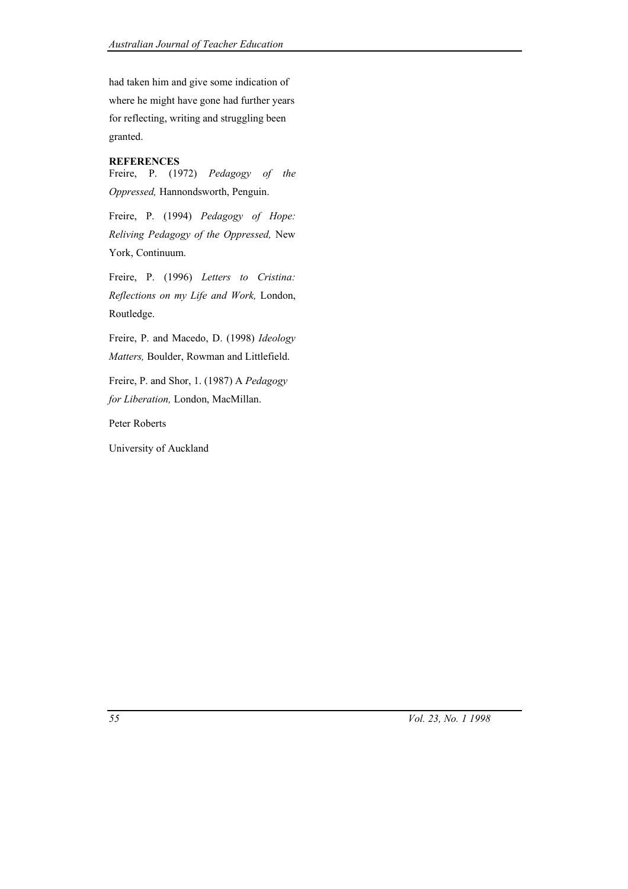had taken him and give some indication of where he might have gone had further years for reflecting, writing and struggling been granted.

**REFERENCES**

Freire, P. (1972) *Pedagogy of the Oppressed,* Hannondsworth, Penguin.

Freire, P. (1994) *Pedagogy of Hope: Reliving Pedagogy of the Oppressed,* New York, Continuum.

Freire, P. (1996) *Letters to Cristina: Reflections on my Life and Work,* London, Routledge.

Freire, P. and Macedo, D. (1998) *Ideology Matters,* Boulder, Rowman and Littlefield.

Freire, P. and Shor, 1. (1987) A *Pedagogy for Liberation,* London, MacMillan.

Peter Roberts

University of Auckland